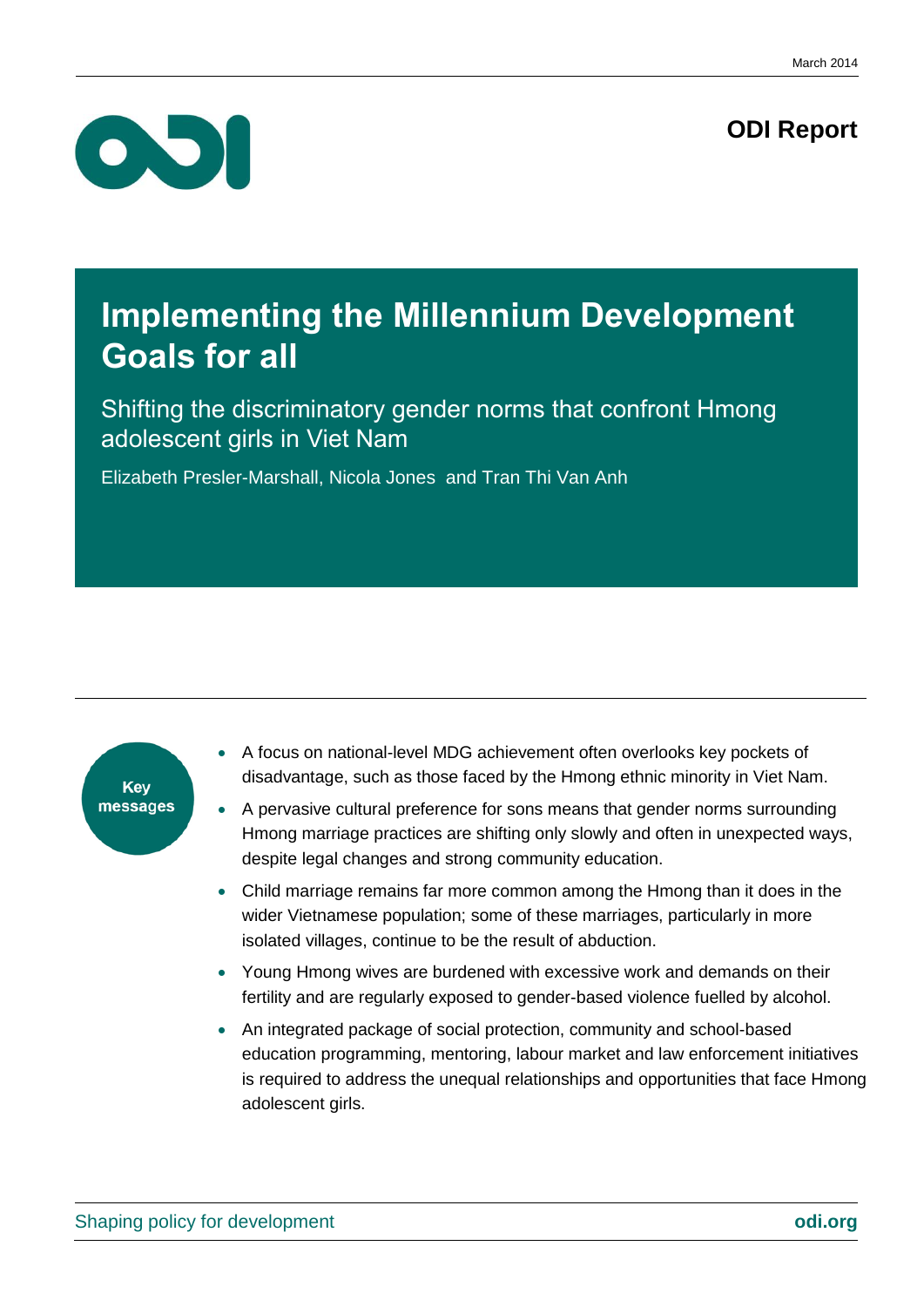March 2014

**ODI Report**

# Implementing the Millennium Development Goals for all

## Shifting the discriminatory gender norms that confront Hmong adolescent girls in Viet Nam

Elizabeth Presler-Marshall, Nicola Jones and Tran Thi Van Anh

**Key messages**

- A focus on national-level MDG achievement often overlooks key pockets of disadvantage, such as those faced by the Hmong ethnic minority in Viet Nam.
- A pervasive cultural preference for sons means that gender norms surrounding Hmong marriage practices are shifting only slowly and often in unexpected ways, despite legal changes and strong community education.
- Child marriage remains far more common among the Hmong than it does in the wider Vietnamese population; some of these marriages, particularly in more isolated villages, continue to be the result of abduction.
- Young Hmong wives are burdened with excessive work and demands on their fertility and are regularly exposed to gender-based violence fuelled by alcohol.
- An integrated package of social protection, community and school-based education programming, mentoring, labour market and law enforcement initiatives is required to address the unequal relationships and opportunities that face Hmong adolescent girls.

Shaping policy for development

odi.org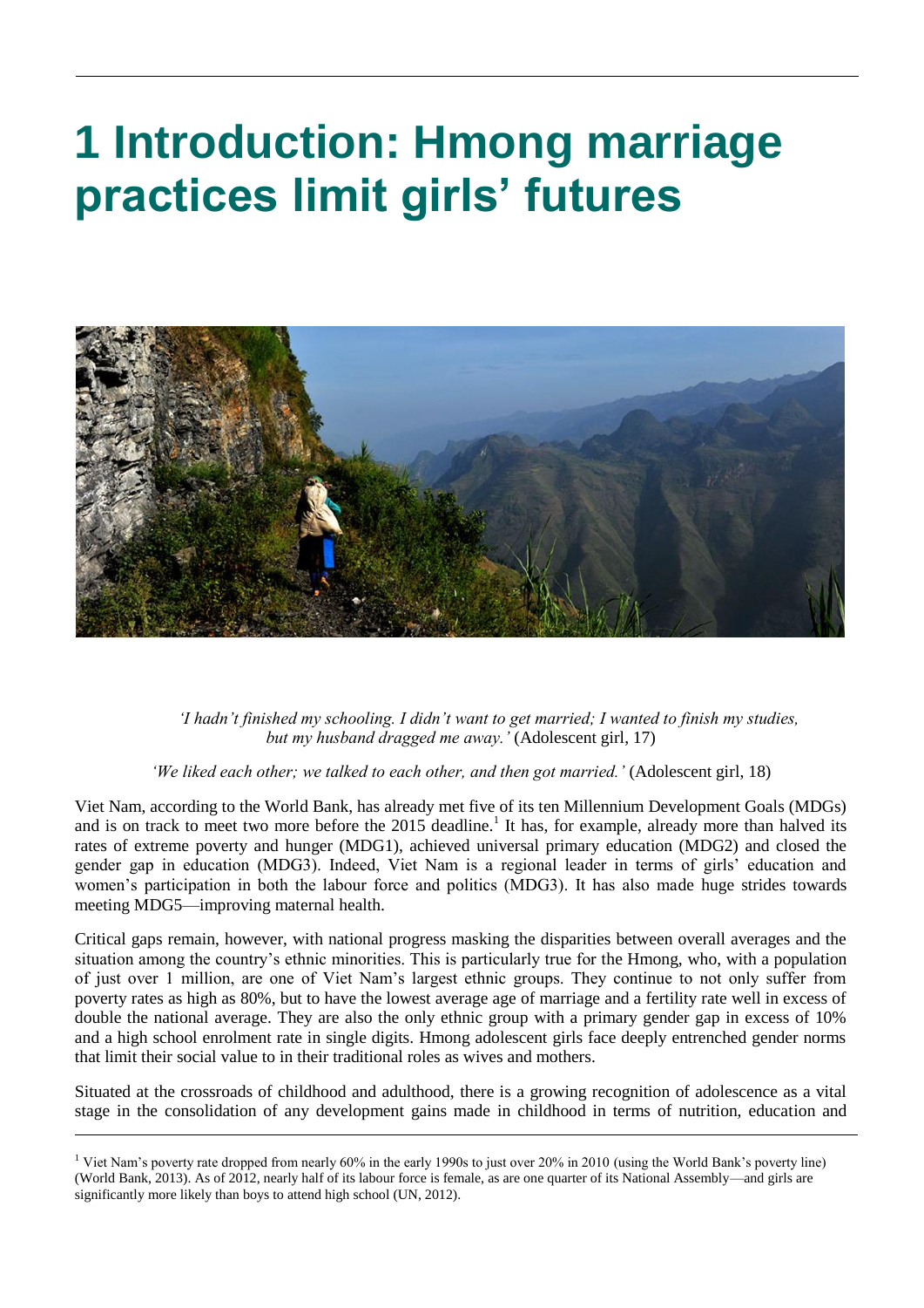# 1 Introduction: Hmong marriage practices limit girls' futures

*'I hadn't finished my schooling. I didn't want to get married; I wanted to finish my studies, but my husband dragged me away.'* (Adolescent girl, 17)

*'We liked each other; we talked to each other, and then got married.'* (Adolescent girl, 18)

Viet Nam, according to the World Bank, has already met five of its ten Millennium Development Goals (MDGs) and is on track to meet two more before the 2015 deadline.[1] It has, for example, already more than halved its rates of extreme poverty and hunger (MDG1), achieved universal primary education (MDG2) and closed the gender gap in education (MDG3). Indeed, Viet Nam is a regional leader in terms of girls' education and women's participation in both the labour force and politics (MDG3). It has also made huge strides towards meeting MDG5—improving maternal health.

Critical gaps remain, however, with national progress masking the disparities between overall averages and the situation among the country's ethnic minorities. This is particularly true for the Hmong, who, with a population of just over 1 million, are one of Viet Nam's largest ethnic groups. They continue to not only suffer from poverty rates as high as 80%, but to have the lowest average age of marriage and a fertility rate well in excess of double the national average. They are also the only ethnic group with a primary gender gap in excess of 10% and a high school enrolment rate in single digits. Hmong adolescent girls face deeply entrenched gender norms that limit their social value to in their traditional roles as wives and mothers.

Situated at the crossroads of childhood and adulthood, there is a growing recognition of adolescence as a vital stage in the consolidation of any development gains made in childhood in terms of nutrition, education and

[1] Viet Nam's poverty rate dropped from nearly 60% in the early 1990s to just over 20% in 2010 (using the World Bank's poverty line) (World Bank, 2013). As of 2012, nearly half of its labour force is female, as are one quarter of its National Assembly—and girls are significantly more likely than boys to attend high school (UN, 2012).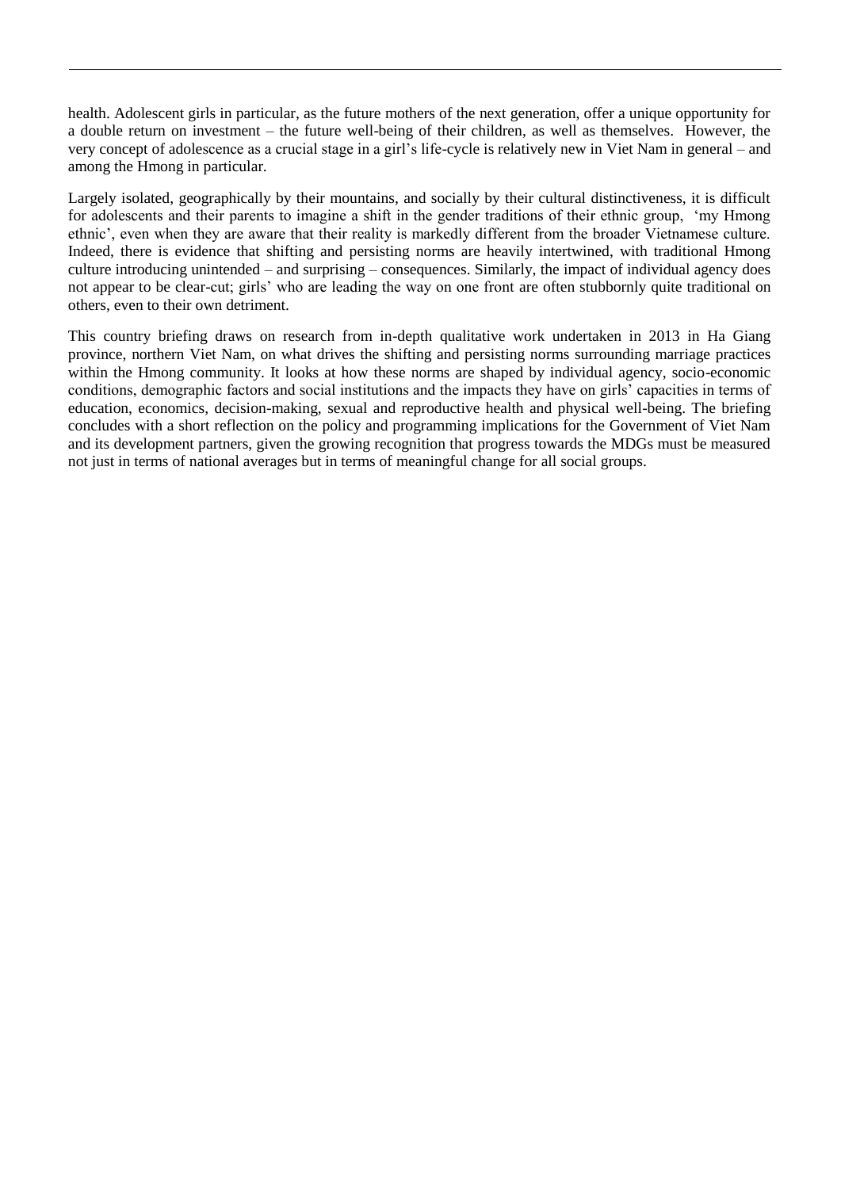health. Adolescent girls in particular, as the future mothers of the next generation, offer a unique opportunity for a double return on investment – the future well-being of their children, as well as themselves. However, the very concept of adolescence as a crucial stage in a girl's life-cycle is relatively new in Viet Nam in general – and among the Hmong in particular.

Largely isolated, geographically by their mountains, and socially by their cultural distinctiveness, it is difficult for adolescents and their parents to imagine a shift in the gender traditions of their ethnic group, 'my Hmong ethnic', even when they are aware that their reality is markedly different from the broader Vietnamese culture. Indeed, there is evidence that shifting and persisting norms are heavily intertwined, with traditional Hmong culture introducing unintended – and surprising – consequences. Similarly, the impact of individual agency does not appear to be clear-cut; girls' who are leading the way on one front are often stubbornly quite traditional on others, even to their own detriment.

This country briefing draws on research from in-depth qualitative work undertaken in 2013 in Ha Giang province, northern Viet Nam, on what drives the shifting and persisting norms surrounding marriage practices within the Hmong community. It looks at how these norms are shaped by individual agency, socio-economic conditions, demographic factors and social institutions and the impacts they have on girls' capacities in terms of education, economics, decision-making, sexual and reproductive health and physical well-being. The briefing concludes with a short reflection on the policy and programming implications for the Government of Viet Nam and its development partners, given the growing recognition that progress towards the MDGs must be measured not just in terms of national averages but in terms of meaningful change for all social groups.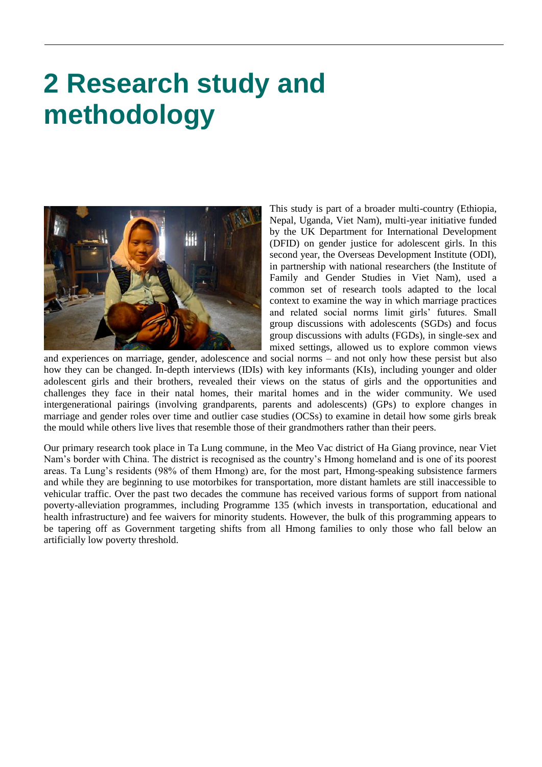# 2 Research study and methodology

This study is part of a broader multi-country (Ethiopia, Nepal, Uganda, Viet Nam), multi-year initiative funded by the UK Department for International Development (DFID) on gender justice for adolescent girls. In this second year, the Overseas Development Institute (ODI), in partnership with national researchers (the Institute of Family and Gender Studies in Viet Nam), used a common set of research tools adapted to the local context to examine the way in which marriage practices and related social norms limit girls' futures. Small group discussions with adolescents (SGDs) and focus group discussions with adults (FGDs), in single-sex and mixed settings, allowed us to explore common views and experiences on marriage, gender, adolescence and social norms – and not only how these persist but also how they can be changed. In-depth interviews (IDIs) with key informants (KIs), including younger and older adolescent girls and their brothers, revealed their views on the status of girls and the opportunities and challenges they face in their natal homes, their marital homes and in the wider community. We used intergenerational pairings (involving grandparents, parents and adolescents) (GPs) to explore changes in marriage and gender roles over time and outlier case studies (OCSs) to examine in detail how some girls break the mould while others live lives that resemble those of their grandmothers rather than their peers.

Our primary research took place in Ta Lung commune, in the Meo Vac district of Ha Giang province, near Viet Nam's border with China. The district is recognised as the country's Hmong homeland and is one of its poorest areas. Ta Lung's residents (98% of them Hmong) are, for the most part, Hmong-speaking subsistence farmers and while they are beginning to use motorbikes for transportation, more distant hamlets are still inaccessible to vehicular traffic. Over the past two decades the commune has received various forms of support from national poverty-alleviation programmes, including Programme 135 (which invests in transportation, educational and health infrastructure) and fee waivers for minority students. However, the bulk of this programming appears to be tapering off as Government targeting shifts from all Hmong families to only those who fall below an artificially low poverty threshold.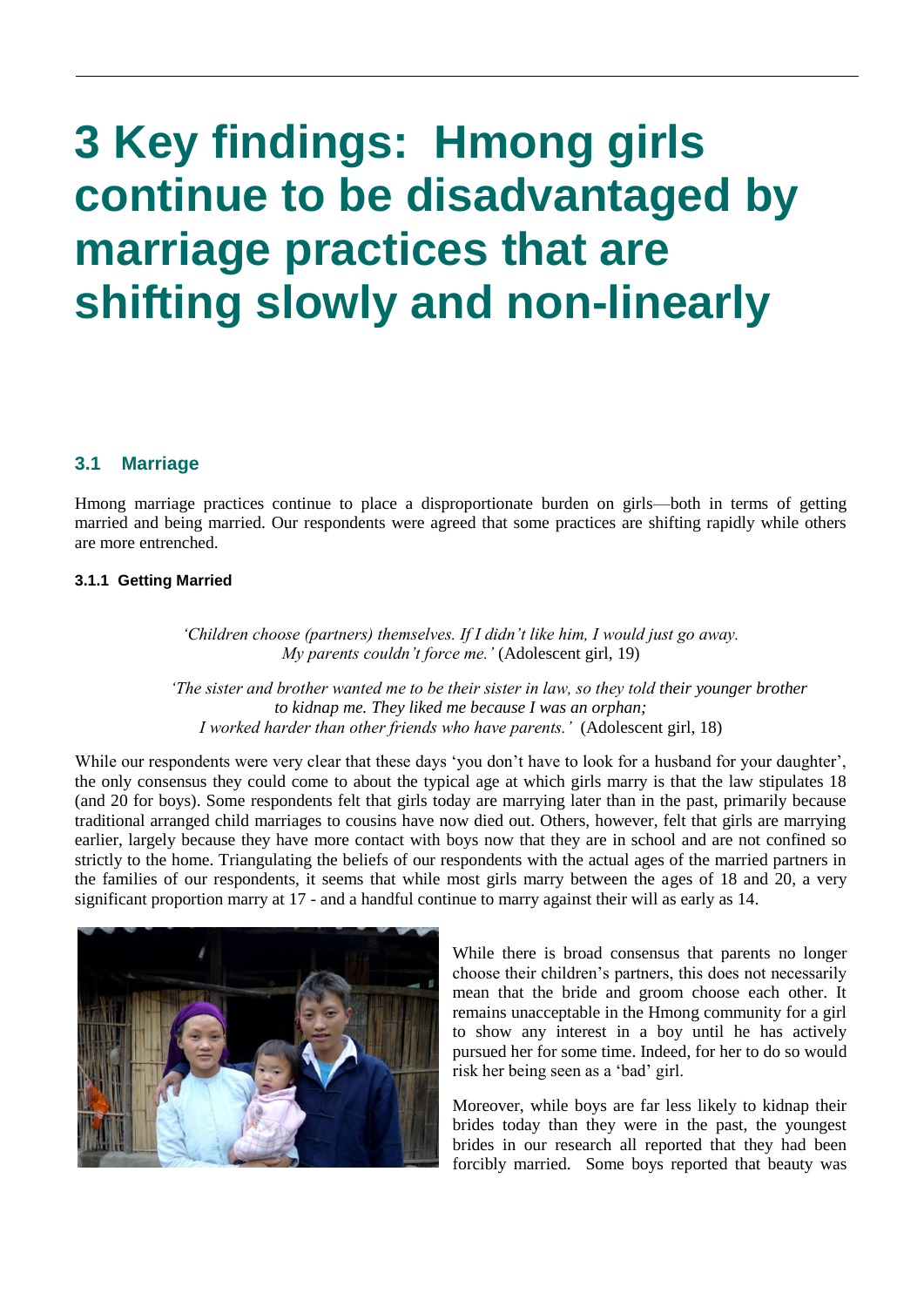# 3 Key findings: Hmong girls continue to be disadvantaged by marriage practices that are shifting slowly and non-linearly

## 3.1 Marriage

Hmong marriage practices continue to place a disproportionate burden on girls—both in terms of getting married and being married. Our respondents were agreed that some practices are shifting rapidly while others are more entrenched.

### 3.1.1 Getting Married

> *'Children choose (partners) themselves. If I didn't like him, I would just go away. My parents couldn't force me.'* (Adolescent girl, 19)

> *'The sister and brother wanted me to be their sister in law, so they told their younger brother to kidnap me. They liked me because I was an orphan; I worked harder than other friends who have parents.'* (Adolescent girl, 18)

While our respondents were very clear that these days 'you don't have to look for a husband for your daughter', the only consensus they could come to about the typical age at which girls marry is that the law stipulates 18 (and 20 for boys). Some respondents felt that girls today are marrying later than in the past, primarily because traditional arranged child marriages to cousins have now died out. Others, however, felt that girls are marrying earlier, largely because they have more contact with boys now that they are in school and are not confined so strictly to the home. Triangulating the beliefs of our respondents with the actual ages of the married partners in the families of our respondents, it seems that while most girls marry between the ages of 18 and 20, a very significant proportion marry at 17 - and a handful continue to marry against their will as early as 14.

While there is broad consensus that parents no longer choose their children's partners, this does not necessarily mean that the bride and groom choose each other. It remains unacceptable in the Hmong community for a girl to show any interest in a boy until he has actively pursued her for some time. Indeed, for her to do so would risk her being seen as a 'bad' girl.

Moreover, while boys are far less likely to kidnap their brides today than they were in the past, the youngest brides in our research all reported that they had been forcibly married. Some boys reported that beauty was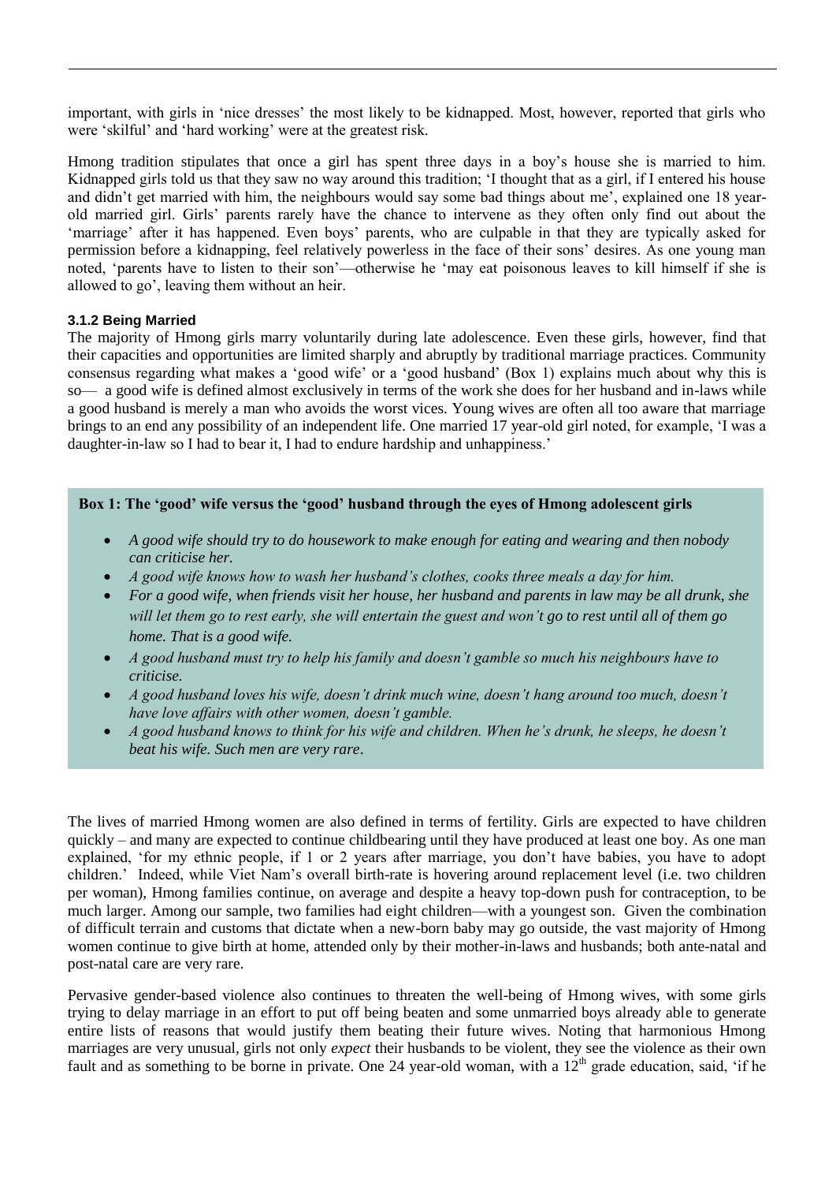important, with girls in 'nice dresses' the most likely to be kidnapped. Most, however, reported that girls who were 'skilful' and 'hard working' were at the greatest risk.

Hmong tradition stipulates that once a girl has spent three days in a boy's house she is married to him. Kidnapped girls told us that they saw no way around this tradition; 'I thought that as a girl, if I entered his house and didn't get married with him, the neighbours would say some bad things about me', explained one 18 year-old married girl. Girls' parents rarely have the chance to intervene as they often only find out about the 'marriage' after it has happened. Even boys' parents, who are culpable in that they are typically asked for permission before a kidnapping, feel relatively powerless in the face of their sons' desires. As one young man noted, 'parents have to listen to their son'—otherwise he 'may eat poisonous leaves to kill himself if she is allowed to go', leaving them without an heir.

#### 3.1.2 Being Married

The majority of Hmong girls marry voluntarily during late adolescence. Even these girls, however, find that their capacities and opportunities are limited sharply and abruptly by traditional marriage practices. Community consensus regarding what makes a 'good wife' or a 'good husband' (Box 1) explains much about why this is so— a good wife is defined almost exclusively in terms of the work she does for her husband and in-laws while a good husband is merely a man who avoids the worst vices. Young wives are often all too aware that marriage brings to an end any possibility of an independent life. One married 17 year-old girl noted, for example, 'I was a daughter-in-law so I had to bear it, I had to endure hardship and unhappiness.'

**Box 1: The 'good' wife versus the 'good' husband through the eyes of Hmong adolescent girls**

- *A good wife should try to do housework to make enough for eating and wearing and then nobody can criticise her.*
- *A good wife knows how to wash her husband's clothes, cooks three meals a day for him.*
- *For a good wife, when friends visit her house, her husband and parents in law may be all drunk, she will let them go to rest early, she will entertain the guest and won't go to rest until all of them go home. That is a good wife.*
- *A good husband must try to help his family and doesn't gamble so much his neighbours have to criticise.*
- *A good husband loves his wife, doesn't drink much wine, doesn't hang around too much, doesn't have love affairs with other women, doesn't gamble.*
- *A good husband knows to think for his wife and children. When he's drunk, he sleeps, he doesn't beat his wife. Such men are very rare.*

The lives of married Hmong women are also defined in terms of fertility. Girls are expected to have children quickly – and many are expected to continue childbearing until they have produced at least one boy. As one man explained, 'for my ethnic people, if 1 or 2 years after marriage, you don't have babies, you have to adopt children.' Indeed, while Viet Nam's overall birth-rate is hovering around replacement level (i.e. two children per woman), Hmong families continue, on average and despite a heavy top-down push for contraception, to be much larger. Among our sample, two families had eight children—with a youngest son. Given the combination of difficult terrain and customs that dictate when a new-born baby may go outside, the vast majority of Hmong women continue to give birth at home, attended only by their mother-in-laws and husbands; both ante-natal and post-natal care are very rare.

Pervasive gender-based violence also continues to threaten the well-being of Hmong wives, with some girls trying to delay marriage in an effort to put off being beaten and some unmarried boys already able to generate entire lists of reasons that would justify them beating their future wives. Noting that harmonious Hmong marriages are very unusual, girls not only *expect* their husbands to be violent, they see the violence as their own fault and as something to be borne in private. One 24 year-old woman, with a 12th grade education, said, 'if he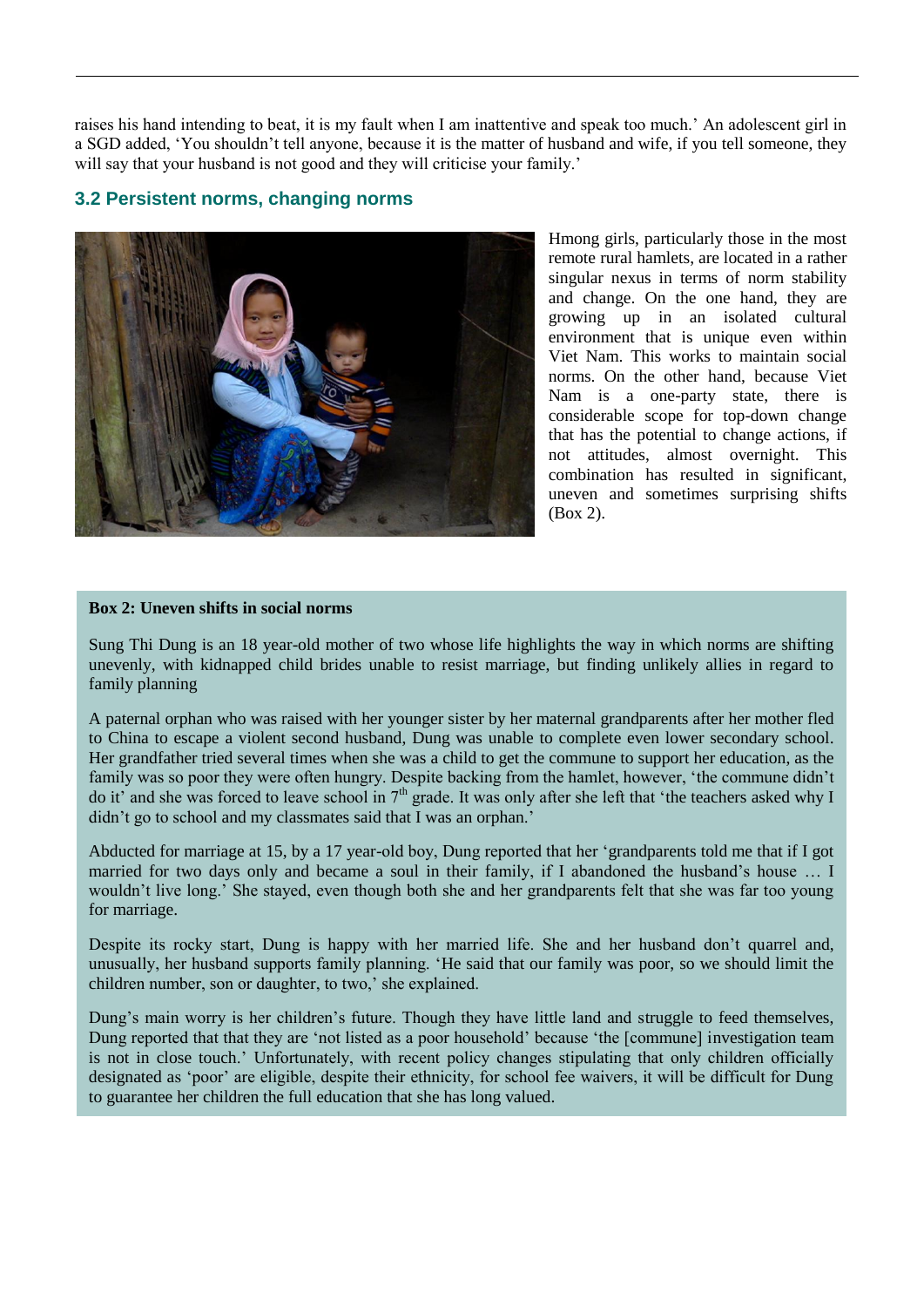raises his hand intending to beat, it is my fault when I am inattentive and speak too much.' An adolescent girl in a SGD added, 'You shouldn't tell anyone, because it is the matter of husband and wife, if you tell someone, they will say that your husband is not good and they will criticise your family.'

### 3.2 Persistent norms, changing norms

Hmong girls, particularly those in the most remote rural hamlets, are located in a rather singular nexus in terms of norm stability and change. On the one hand, they are growing up in an isolated cultural environment that is unique even within Viet Nam. This works to maintain social norms. On the other hand, because Viet Nam is a one-party state, there is considerable scope for top-down change that has the potential to change actions, if not attitudes, almost overnight. This combination has resulted in significant, uneven and sometimes surprising shifts (Box 2).

**Box 2: Uneven shifts in social norms**

Sung Thi Dung is an 18 year-old mother of two whose life highlights the way in which norms are shifting unevenly, with kidnapped child brides unable to resist marriage, but finding unlikely allies in regard to family planning

A paternal orphan who was raised with her younger sister by her maternal grandparents after her mother fled to China to escape a violent second husband, Dung was unable to complete even lower secondary school. Her grandfather tried several times when she was a child to get the commune to support her education, as the family was so poor they were often hungry. Despite backing from the hamlet, however, 'the commune didn't do it' and she was forced to leave school in 7th grade. It was only after she left that 'the teachers asked why I didn't go to school and my classmates said that I was an orphan.'

Abducted for marriage at 15, by a 17 year-old boy, Dung reported that her 'grandparents told me that if I got married for two days only and became a soul in their family, if I abandoned the husband's house … I wouldn't live long.' She stayed, even though both she and her grandparents felt that she was far too young for marriage.

Despite its rocky start, Dung is happy with her married life. She and her husband don't quarrel and, unusually, her husband supports family planning. 'He said that our family was poor, so we should limit the children number, son or daughter, to two,' she explained.

Dung's main worry is her children's future. Though they have little land and struggle to feed themselves, Dung reported that that they are 'not listed as a poor household' because 'the [commune] investigation team is not in close touch.' Unfortunately, with recent policy changes stipulating that only children officially designated as 'poor' are eligible, despite their ethnicity, for school fee waivers, it will be difficult for Dung to guarantee her children the full education that she has long valued.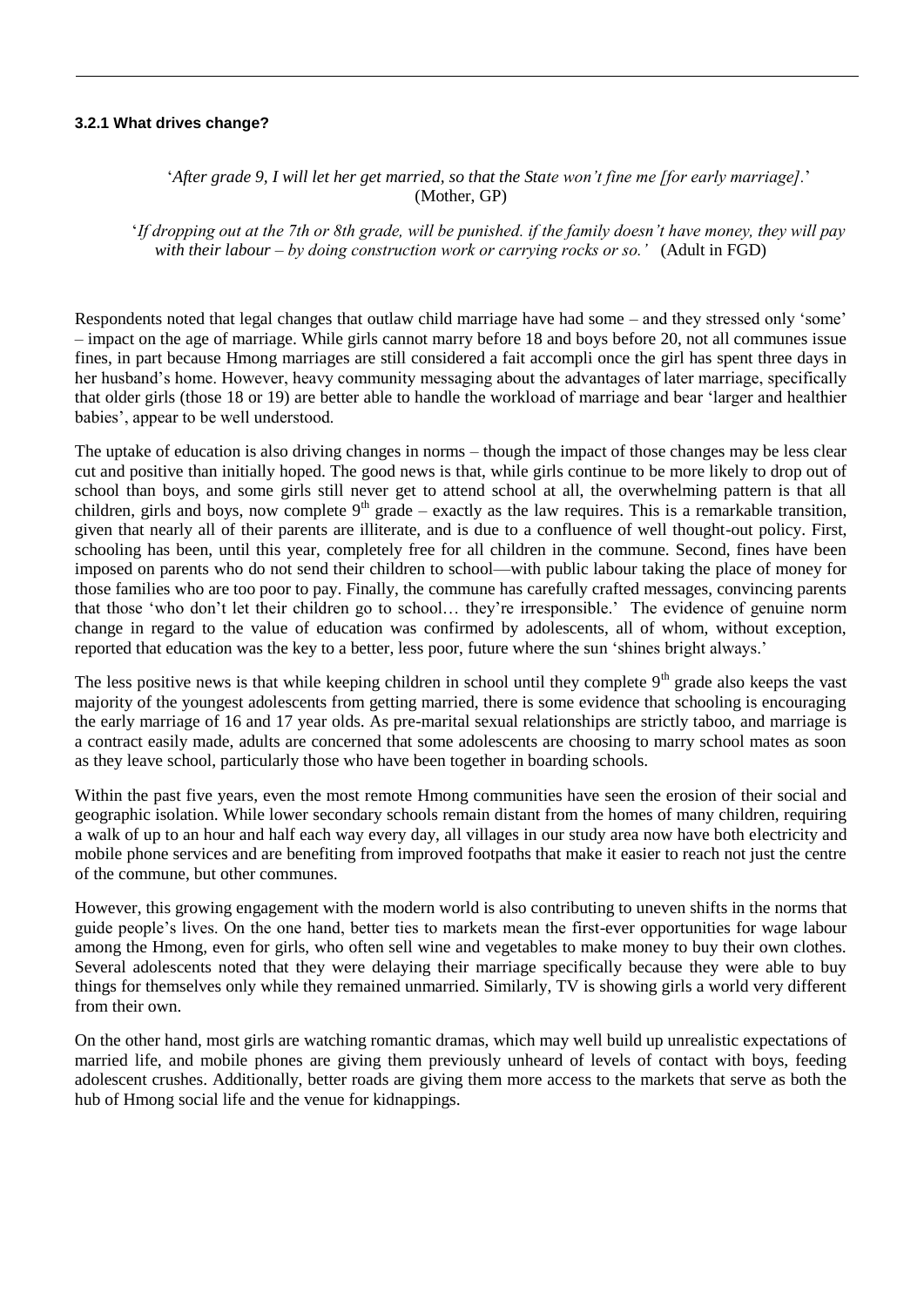#### 3.2.1 What drives change?

> '*After grade 9, I will let her get married, so that the State won't fine me [for early marriage].*' (Mother, GP)

> '*If dropping out at the 7th or 8th grade, will be punished. if the family doesn't have money, they will pay with their labour – by doing construction work or carrying rocks or so.*' (Adult in FGD)

Respondents noted that legal changes that outlaw child marriage have had some – and they stressed only 'some' – impact on the age of marriage. While girls cannot marry before 18 and boys before 20, not all communes issue fines, in part because Hmong marriages are still considered a fait accompli once the girl has spent three days in her husband's home. However, heavy community messaging about the advantages of later marriage, specifically that older girls (those 18 or 19) are better able to handle the workload of marriage and bear 'larger and healthier babies', appear to be well understood.

The uptake of education is also driving changes in norms – though the impact of those changes may be less clear cut and positive than initially hoped. The good news is that, while girls continue to be more likely to drop out of school than boys, and some girls still never get to attend school at all, the overwhelming pattern is that all children, girls and boys, now complete 9th grade – exactly as the law requires. This is a remarkable transition, given that nearly all of their parents are illiterate, and is due to a confluence of well thought-out policy. First, schooling has been, until this year, completely free for all children in the commune. Second, fines have been imposed on parents who do not send their children to school—with public labour taking the place of money for those families who are too poor to pay. Finally, the commune has carefully crafted messages, convincing parents that those 'who don't let their children go to school… they're irresponsible.' The evidence of genuine norm change in regard to the value of education was confirmed by adolescents, all of whom, without exception, reported that education was the key to a better, less poor, future where the sun 'shines bright always.'

The less positive news is that while keeping children in school until they complete 9th grade also keeps the vast majority of the youngest adolescents from getting married, there is some evidence that schooling is encouraging the early marriage of 16 and 17 year olds. As pre-marital sexual relationships are strictly taboo, and marriage is a contract easily made, adults are concerned that some adolescents are choosing to marry school mates as soon as they leave school, particularly those who have been together in boarding schools.

Within the past five years, even the most remote Hmong communities have seen the erosion of their social and geographic isolation. While lower secondary schools remain distant from the homes of many children, requiring a walk of up to an hour and half each way every day, all villages in our study area now have both electricity and mobile phone services and are benefiting from improved footpaths that make it easier to reach not just the centre of the commune, but other communes.

However, this growing engagement with the modern world is also contributing to uneven shifts in the norms that guide people's lives. On the one hand, better ties to markets mean the first-ever opportunities for wage labour among the Hmong, even for girls, who often sell wine and vegetables to make money to buy their own clothes. Several adolescents noted that they were delaying their marriage specifically because they were able to buy things for themselves only while they remained unmarried. Similarly, TV is showing girls a world very different from their own.

On the other hand, most girls are watching romantic dramas, which may well build up unrealistic expectations of married life, and mobile phones are giving them previously unheard of levels of contact with boys, feeding adolescent crushes. Additionally, better roads are giving them more access to the markets that serve as both the hub of Hmong social life and the venue for kidnappings.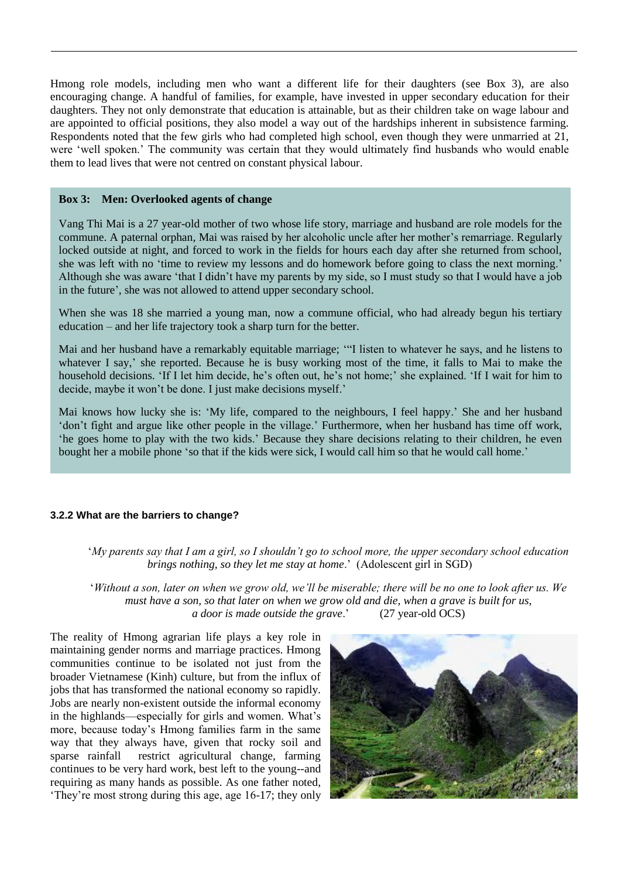Hmong role models, including men who want a different life for their daughters (see Box 3), are also encouraging change. A handful of families, for example, have invested in upper secondary education for their daughters. They not only demonstrate that education is attainable, but as their children take on wage labour and are appointed to official positions, they also model a way out of the hardships inherent in subsistence farming. Respondents noted that the few girls who had completed high school, even though they were unmarried at 21, were 'well spoken.' The community was certain that they would ultimately find husbands who would enable them to lead lives that were not centred on constant physical labour.

**Box 3: Men: Overlooked agents of change**

Vang Thi Mai is a 27 year-old mother of two whose life story, marriage and husband are role models for the commune. A paternal orphan, Mai was raised by her alcoholic uncle after her mother's remarriage. Regularly locked outside at night, and forced to work in the fields for hours each day after she returned from school, she was left with no 'time to review my lessons and do homework before going to class the next morning.' Although she was aware 'that I didn't have my parents by my side, so I must study so that I would have a job in the future', she was not allowed to attend upper secondary school.

When she was 18 she married a young man, now a commune official, who had already begun his tertiary education – and her life trajectory took a sharp turn for the better.

Mai and her husband have a remarkably equitable marriage; '"I listen to whatever he says, and he listens to whatever I say,' she reported. Because he is busy working most of the time, it falls to Mai to make the household decisions. 'If I let him decide, he's often out, he's not home;' she explained. 'If I wait for him to decide, maybe it won't be done. I just make decisions myself.'

Mai knows how lucky she is: 'My life, compared to the neighbours, I feel happy.' She and her husband 'don't fight and argue like other people in the village.' Furthermore, when her husband has time off work, 'he goes home to play with the two kids.' Because they share decisions relating to their children, he even bought her a mobile phone 'so that if the kids were sick, I would call him so that he would call home.'

#### 3.2.2 What are the barriers to change?

'*My parents say that I am a girl, so I shouldn't go to school more, the upper secondary school education brings nothing, so they let me stay at home*.' (Adolescent girl in SGD)

'*Without a son, later on when we grow old, we'll be miserable; there will be no one to look after us. We must have a son, so that later on when we grow old and die, when a grave is built for us, a door is made outside the grave*.' (27 year-old OCS)

The reality of Hmong agrarian life plays a key role in maintaining gender norms and marriage practices. Hmong communities continue to be isolated not just from the broader Vietnamese (Kinh) culture, but from the influx of jobs that has transformed the national economy so rapidly. Jobs are nearly non-existent outside the informal economy in the highlands—especially for girls and women. What's more, because today's Hmong families farm in the same way that they always have, given that rocky soil and sparse rainfall restrict agricultural change, farming continues to be very hard work, best left to the young--and requiring as many hands as possible. As one father noted, 'They're most strong during this age, age 16-17; they only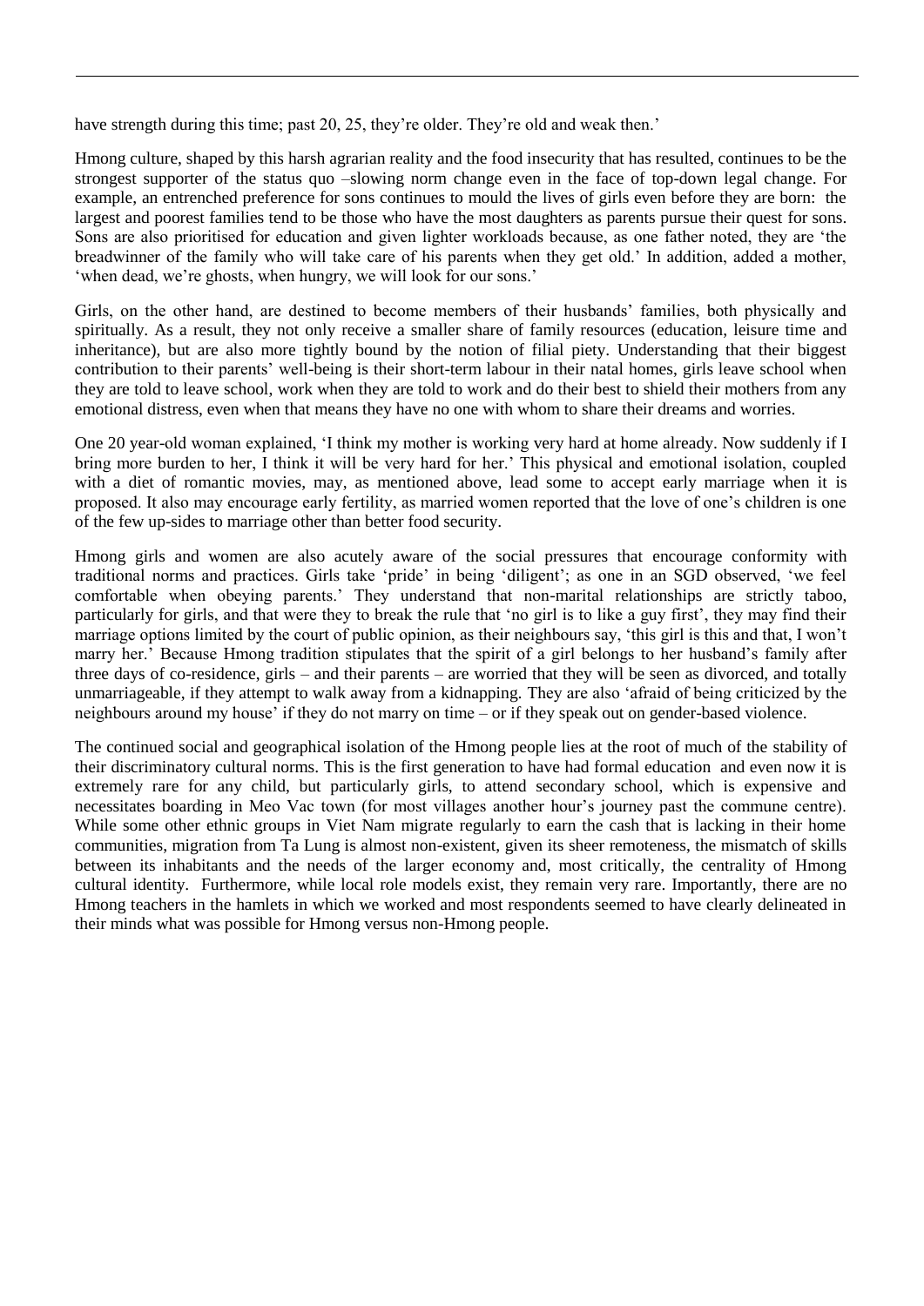have strength during this time; past 20, 25, they're older. They're old and weak then.'

Hmong culture, shaped by this harsh agrarian reality and the food insecurity that has resulted, continues to be the strongest supporter of the status quo –slowing norm change even in the face of top-down legal change. For example, an entrenched preference for sons continues to mould the lives of girls even before they are born: the largest and poorest families tend to be those who have the most daughters as parents pursue their quest for sons. Sons are also prioritised for education and given lighter workloads because, as one father noted, they are 'the breadwinner of the family who will take care of his parents when they get old.' In addition, added a mother, 'when dead, we're ghosts, when hungry, we will look for our sons.'

Girls, on the other hand, are destined to become members of their husbands' families, both physically and spiritually. As a result, they not only receive a smaller share of family resources (education, leisure time and inheritance), but are also more tightly bound by the notion of filial piety. Understanding that their biggest contribution to their parents' well-being is their short-term labour in their natal homes, girls leave school when they are told to leave school, work when they are told to work and do their best to shield their mothers from any emotional distress, even when that means they have no one with whom to share their dreams and worries.

One 20 year-old woman explained, 'I think my mother is working very hard at home already. Now suddenly if I bring more burden to her, I think it will be very hard for her.' This physical and emotional isolation, coupled with a diet of romantic movies, may, as mentioned above, lead some to accept early marriage when it is proposed. It also may encourage early fertility, as married women reported that the love of one's children is one of the few up-sides to marriage other than better food security.

Hmong girls and women are also acutely aware of the social pressures that encourage conformity with traditional norms and practices. Girls take 'pride' in being 'diligent'; as one in an SGD observed, 'we feel comfortable when obeying parents.' They understand that non-marital relationships are strictly taboo, particularly for girls, and that were they to break the rule that 'no girl is to like a guy first', they may find their marriage options limited by the court of public opinion, as their neighbours say, 'this girl is this and that, I won't marry her.' Because Hmong tradition stipulates that the spirit of a girl belongs to her husband's family after three days of co-residence, girls – and their parents – are worried that they will be seen as divorced, and totally unmarriageable, if they attempt to walk away from a kidnapping. They are also 'afraid of being criticized by the neighbours around my house' if they do not marry on time – or if they speak out on gender-based violence.

The continued social and geographical isolation of the Hmong people lies at the root of much of the stability of their discriminatory cultural norms. This is the first generation to have had formal education and even now it is extremely rare for any child, but particularly girls, to attend secondary school, which is expensive and necessitates boarding in Meo Vac town (for most villages another hour's journey past the commune centre). While some other ethnic groups in Viet Nam migrate regularly to earn the cash that is lacking in their home communities, migration from Ta Lung is almost non-existent, given its sheer remoteness, the mismatch of skills between its inhabitants and the needs of the larger economy and, most critically, the centrality of Hmong cultural identity. Furthermore, while local role models exist, they remain very rare. Importantly, there are no Hmong teachers in the hamlets in which we worked and most respondents seemed to have clearly delineated in their minds what was possible for Hmong versus non-Hmong people.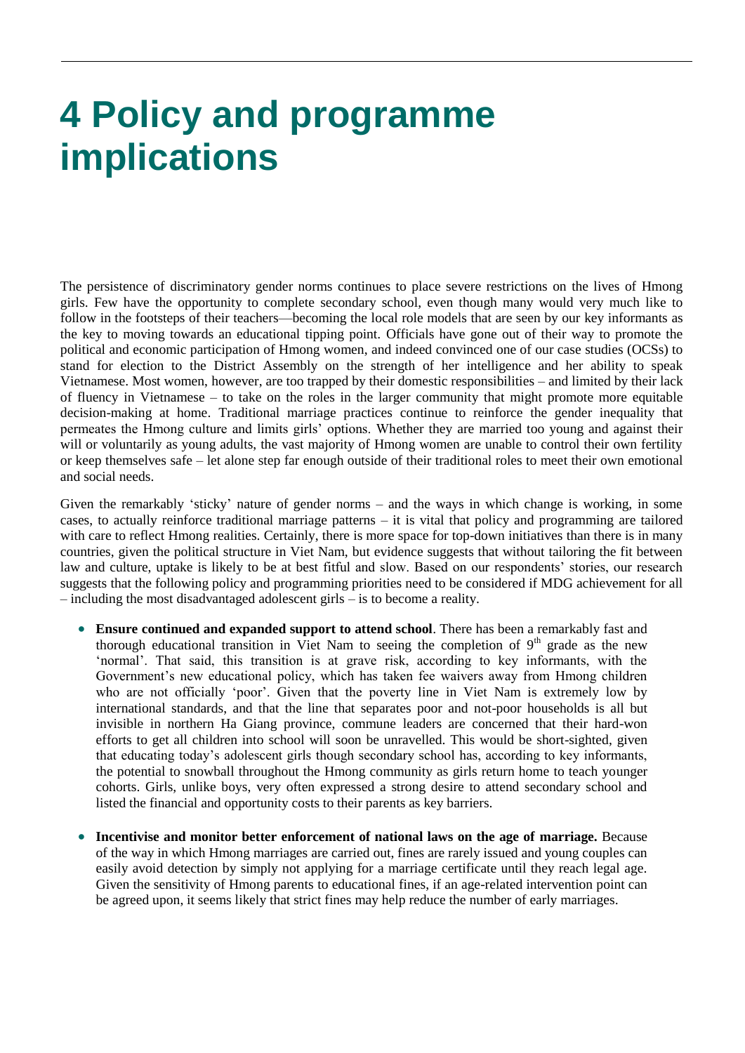# 4 Policy and programme implications

The persistence of discriminatory gender norms continues to place severe restrictions on the lives of Hmong girls. Few have the opportunity to complete secondary school, even though many would very much like to follow in the footsteps of their teachers—becoming the local role models that are seen by our key informants as the key to moving towards an educational tipping point. Officials have gone out of their way to promote the political and economic participation of Hmong women, and indeed convinced one of our case studies (OCSs) to stand for election to the District Assembly on the strength of her intelligence and her ability to speak Vietnamese. Most women, however, are too trapped by their domestic responsibilities – and limited by their lack of fluency in Vietnamese – to take on the roles in the larger community that might promote more equitable decision-making at home. Traditional marriage practices continue to reinforce the gender inequality that permeates the Hmong culture and limits girls' options. Whether they are married too young and against their will or voluntarily as young adults, the vast majority of Hmong women are unable to control their own fertility or keep themselves safe – let alone step far enough outside of their traditional roles to meet their own emotional and social needs.

Given the remarkably 'sticky' nature of gender norms – and the ways in which change is working, in some cases, to actually reinforce traditional marriage patterns – it is vital that policy and programming are tailored with care to reflect Hmong realities. Certainly, there is more space for top-down initiatives than there is in many countries, given the political structure in Viet Nam, but evidence suggests that without tailoring the fit between law and culture, uptake is likely to be at best fitful and slow. Based on our respondents' stories, our research suggests that the following policy and programming priorities need to be considered if MDG achievement for all – including the most disadvantaged adolescent girls – is to become a reality.

- **Ensure continued and expanded support to attend school**. There has been a remarkably fast and thorough educational transition in Viet Nam to seeing the completion of 9th grade as the new 'normal'. That said, this transition is at grave risk, according to key informants, with the Government's new educational policy, which has taken fee waivers away from Hmong children who are not officially 'poor'. Given that the poverty line in Viet Nam is extremely low by international standards, and that the line that separates poor and not-poor households is all but invisible in northern Ha Giang province, commune leaders are concerned that their hard-won efforts to get all children into school will soon be unravelled. This would be short-sighted, given that educating today's adolescent girls though secondary school has, according to key informants, the potential to snowball throughout the Hmong community as girls return home to teach younger cohorts. Girls, unlike boys, very often expressed a strong desire to attend secondary school and listed the financial and opportunity costs to their parents as key barriers.

- **Incentivise and monitor better enforcement of national laws on the age of marriage.** Because of the way in which Hmong marriages are carried out, fines are rarely issued and young couples can easily avoid detection by simply not applying for a marriage certificate until they reach legal age. Given the sensitivity of Hmong parents to educational fines, if an age-related intervention point can be agreed upon, it seems likely that strict fines may help reduce the number of early marriages.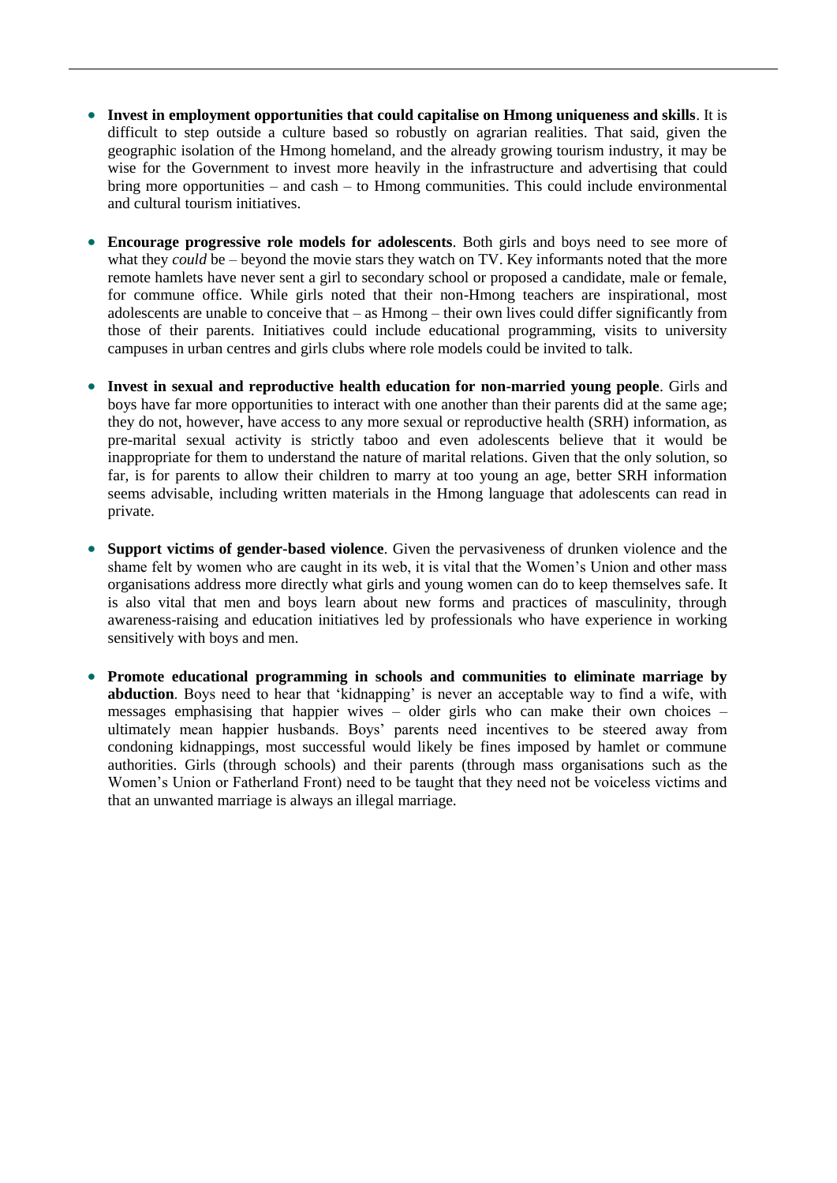- **Invest in employment opportunities that could capitalise on Hmong uniqueness and skills**. It is difficult to step outside a culture based so robustly on agrarian realities. That said, given the geographic isolation of the Hmong homeland, and the already growing tourism industry, it may be wise for the Government to invest more heavily in the infrastructure and advertising that could bring more opportunities – and cash – to Hmong communities. This could include environmental and cultural tourism initiatives.

- **Encourage progressive role models for adolescents**. Both girls and boys need to see more of what they *could* be – beyond the movie stars they watch on TV. Key informants noted that the more remote hamlets have never sent a girl to secondary school or proposed a candidate, male or female, for commune office. While girls noted that their non-Hmong teachers are inspirational, most adolescents are unable to conceive that – as Hmong – their own lives could differ significantly from those of their parents. Initiatives could include educational programming, visits to university campuses in urban centres and girls clubs where role models could be invited to talk.

- **Invest in sexual and reproductive health education for non-married young people**. Girls and boys have far more opportunities to interact with one another than their parents did at the same age; they do not, however, have access to any more sexual or reproductive health (SRH) information, as pre-marital sexual activity is strictly taboo and even adolescents believe that it would be inappropriate for them to understand the nature of marital relations. Given that the only solution, so far, is for parents to allow their children to marry at too young an age, better SRH information seems advisable, including written materials in the Hmong language that adolescents can read in private.

- **Support victims of gender-based violence**. Given the pervasiveness of drunken violence and the shame felt by women who are caught in its web, it is vital that the Women's Union and other mass organisations address more directly what girls and young women can do to keep themselves safe. It is also vital that men and boys learn about new forms and practices of masculinity, through awareness-raising and education initiatives led by professionals who have experience in working sensitively with boys and men.

- **Promote educational programming in schools and communities to eliminate marriage by abduction**. Boys need to hear that 'kidnapping' is never an acceptable way to find a wife, with messages emphasising that happier wives – older girls who can make their own choices – ultimately mean happier husbands. Boys' parents need incentives to be steered away from condoning kidnappings, most successful would likely be fines imposed by hamlet or commune authorities. Girls (through schools) and their parents (through mass organisations such as the Women's Union or Fatherland Front) need to be taught that they need not be voiceless victims and that an unwanted marriage is always an illegal marriage.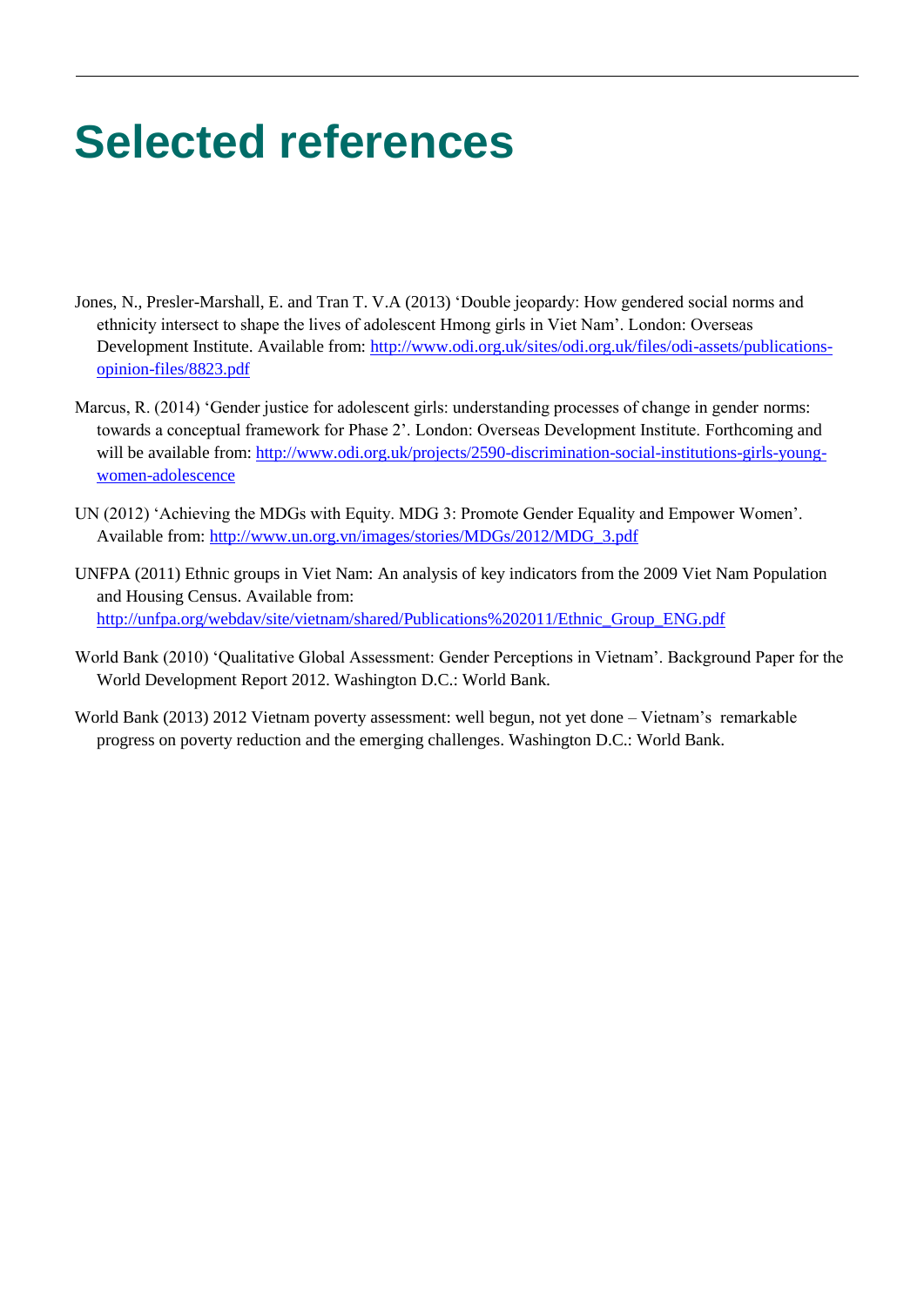# Selected references

Jones, N., Presler-Marshall, E. and Tran T. V.A (2013) 'Double jeopardy: How gendered social norms and ethnicity intersect to shape the lives of adolescent Hmong girls in Viet Nam'. London: Overseas Development Institute. Available from: http://www.odi.org.uk/sites/odi.org.uk/files/odi-assets/publications-opinion-files/8823.pdf

Marcus, R. (2014) 'Gender justice for adolescent girls: understanding processes of change in gender norms: towards a conceptual framework for Phase 2'. London: Overseas Development Institute. Forthcoming and will be available from: http://www.odi.org.uk/projects/2590-discrimination-social-institutions-girls-young-women-adolescence

UN (2012) 'Achieving the MDGs with Equity. MDG 3: Promote Gender Equality and Empower Women'. Available from: http://www.un.org.vn/images/stories/MDGs/2012/MDG_3.pdf

UNFPA (2011) Ethnic groups in Viet Nam: An analysis of key indicators from the 2009 Viet Nam Population and Housing Census. Available from: http://unfpa.org/webdav/site/vietnam/shared/Publications%202011/Ethnic_Group_ENG.pdf

World Bank (2010) 'Qualitative Global Assessment: Gender Perceptions in Vietnam'. Background Paper for the World Development Report 2012. Washington D.C.: World Bank.

World Bank (2013) 2012 Vietnam poverty assessment: well begun, not yet done – Vietnam's remarkable progress on poverty reduction and the emerging challenges. Washington D.C.: World Bank.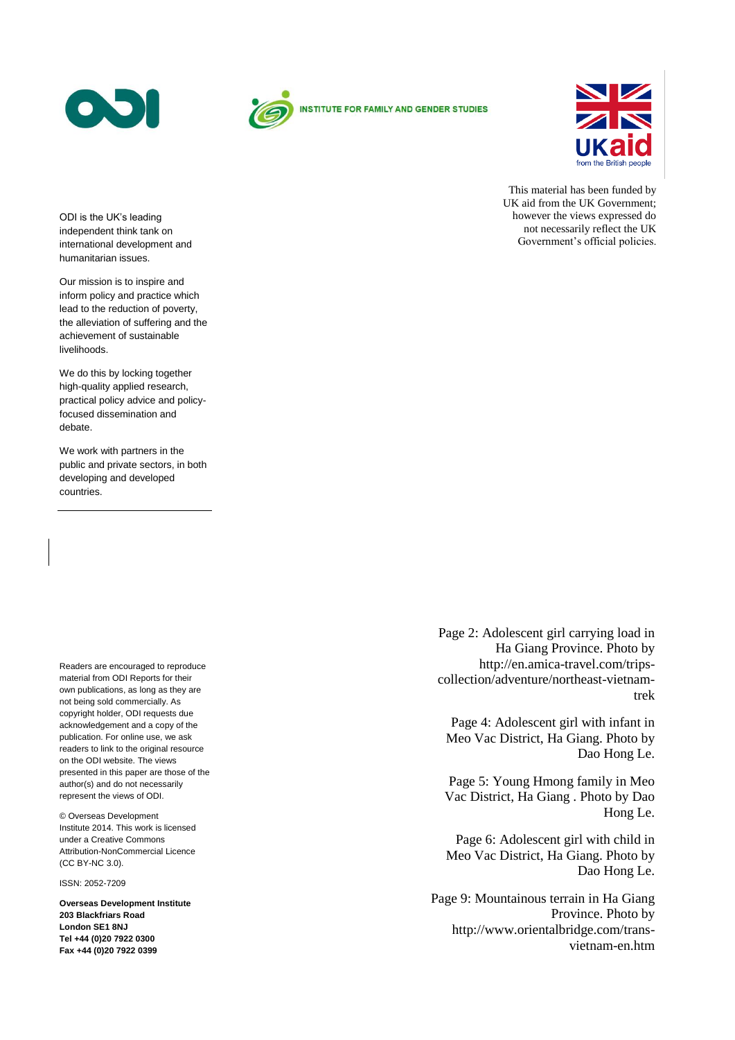INSTITUTE FOR FAMILY AND GENDER STUDIES

UKaid from the British people

This material has been funded by UK aid from the UK Government; however the views expressed do not necessarily reflect the UK Government's official policies.

ODI is the UK's leading independent think tank on international development and humanitarian issues.

Our mission is to inspire and inform policy and practice which lead to the reduction of poverty, the alleviation of suffering and the achievement of sustainable livelihoods.

We do this by locking together high-quality applied research, practical policy advice and policy-focused dissemination and debate.

We work with partners in the public and private sectors, in both developing and developed countries.

---

Readers are encouraged to reproduce material from ODI Reports for their own publications, as long as they are not being sold commercially. As copyright holder, ODI requests due acknowledgement and a copy of the publication. For online use, we ask readers to link to the original resource on the ODI website. The views presented in this paper are those of the author(s) and do not necessarily represent the views of ODI.

© Overseas Development Institute 2014. This work is licensed under a Creative Commons Attribution-NonCommercial Licence (CC BY-NC 3.0).

ISSN: 2052-7209

**Overseas Development Institute**
**203 Blackfriars Road**
**London SE1 8NJ**
**Tel +44 (0)20 7922 0300**
**Fax +44 (0)20 7922 0399**

Page 2: Adolescent girl carrying load in Ha Giang Province. Photo by http://en.amica-travel.com/trips-collection/adventure/northeast-vietnam-trek

Page 4: Adolescent girl with infant in Meo Vac District, Ha Giang. Photo by Dao Hong Le.

Page 5: Young Hmong family in Meo Vac District, Ha Giang . Photo by Dao Hong Le.

Page 6: Adolescent girl with child in Meo Vac District, Ha Giang. Photo by Dao Hong Le.

Page 9: Mountainous terrain in Ha Giang Province. Photo by http://www.orientalbridge.com/trans-vietnam-en.htm